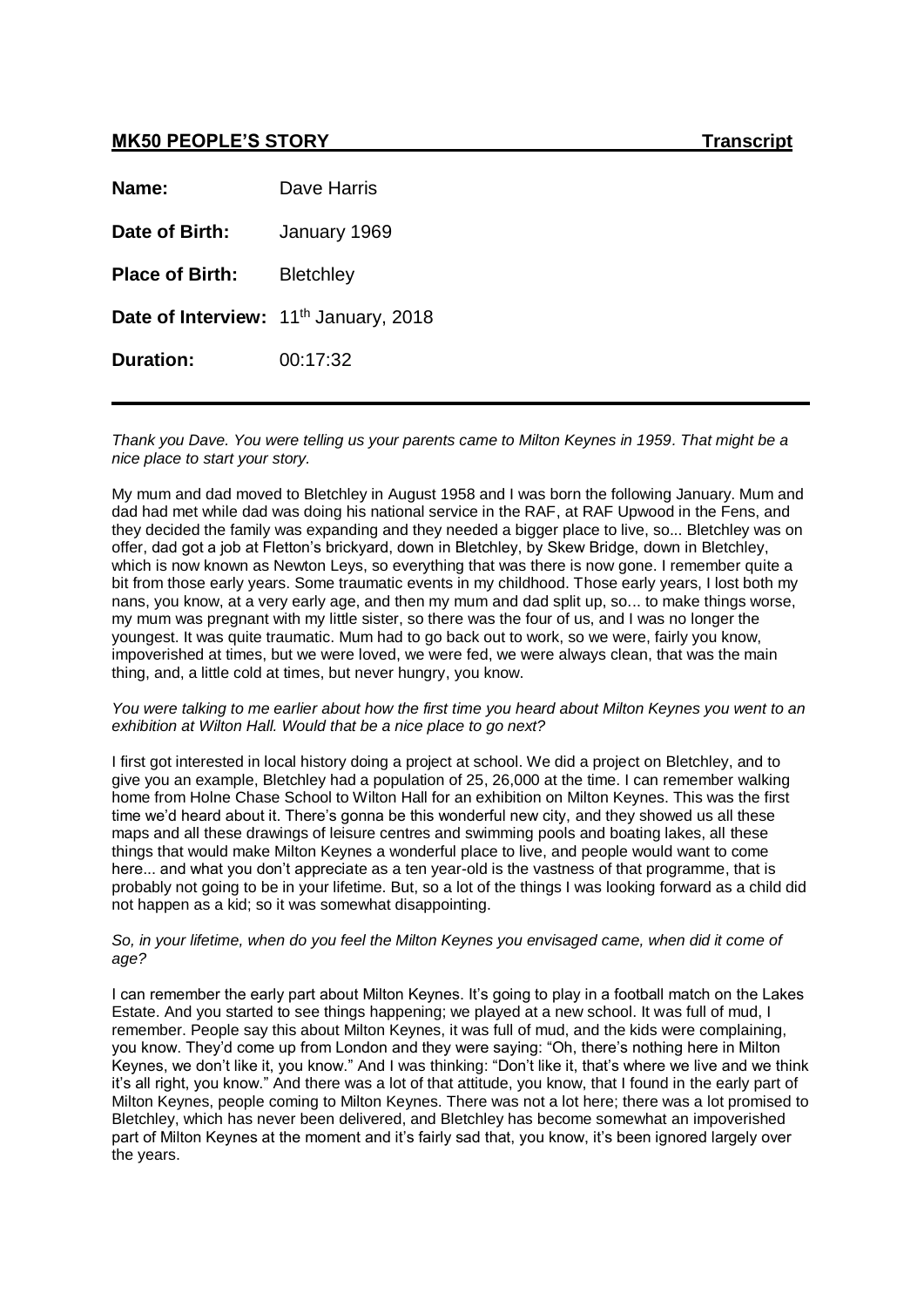**MK50 PEOPLE'S STORY** **Transcript**

**Name:** Dave Harris

**Date of Birth:** January 1969

**Place of Birth:** Bletchley

**Date of Interview:** 11th January, 2018

**Duration:** 00:17:32

---

*Thank you Dave. You were telling us your parents came to Milton Keynes in 1959. That might be a nice place to start your story.*

My mum and dad moved to Bletchley in August 1958 and I was born the following January. Mum and dad had met while dad was doing his national service in the RAF, at RAF Upwood in the Fens, and they decided the family was expanding and they needed a bigger place to live, so... Bletchley was on offer, dad got a job at Fletton's brickyard, down in Bletchley, by Skew Bridge, down in Bletchley, which is now known as Newton Leys, so everything that was there is now gone. I remember quite a bit from those early years. Some traumatic events in my childhood. Those early years, I lost both my nans, you know, at a very early age, and then my mum and dad split up, so... to make things worse, my mum was pregnant with my little sister, so there was the four of us, and I was no longer the youngest. It was quite traumatic. Mum had to go back out to work, so we were, fairly you know, impoverished at times, but we were loved, we were fed, we were always clean, that was the main thing, and, a little cold at times, but never hungry, you know.

*You were talking to me earlier about how the first time you heard about Milton Keynes you went to an exhibition at Wilton Hall. Would that be a nice place to go next?*

I first got interested in local history doing a project at school. We did a project on Bletchley, and to give you an example, Bletchley had a population of 25, 26,000 at the time. I can remember walking home from Holne Chase School to Wilton Hall for an exhibition on Milton Keynes. This was the first time we'd heard about it. There's gonna be this wonderful new city, and they showed us all these maps and all these drawings of leisure centres and swimming pools and boating lakes, all these things that would make Milton Keynes a wonderful place to live, and people would want to come here... and what you don't appreciate as a ten year-old is the vastness of that programme, that is probably not going to be in your lifetime. But, so a lot of the things I was looking forward as a child did not happen as a kid; so it was somewhat disappointing.

*So, in your lifetime, when do you feel the Milton Keynes you envisaged came, when did it come of age?*

I can remember the early part about Milton Keynes. It's going to play in a football match on the Lakes Estate. And you started to see things happening; we played at a new school. It was full of mud, I remember. People say this about Milton Keynes, it was full of mud, and the kids were complaining, you know. They'd come up from London and they were saying: "Oh, there's nothing here in Milton Keynes, we don't like it, you know." And I was thinking: "Don't like it, that's where we live and we think it's all right, you know." And there was a lot of that attitude, you know, that I found in the early part of Milton Keynes, people coming to Milton Keynes. There was not a lot here; there was a lot promised to Bletchley, which has never been delivered, and Bletchley has become somewhat an impoverished part of Milton Keynes at the moment and it's fairly sad that, you know, it's been ignored largely over the years.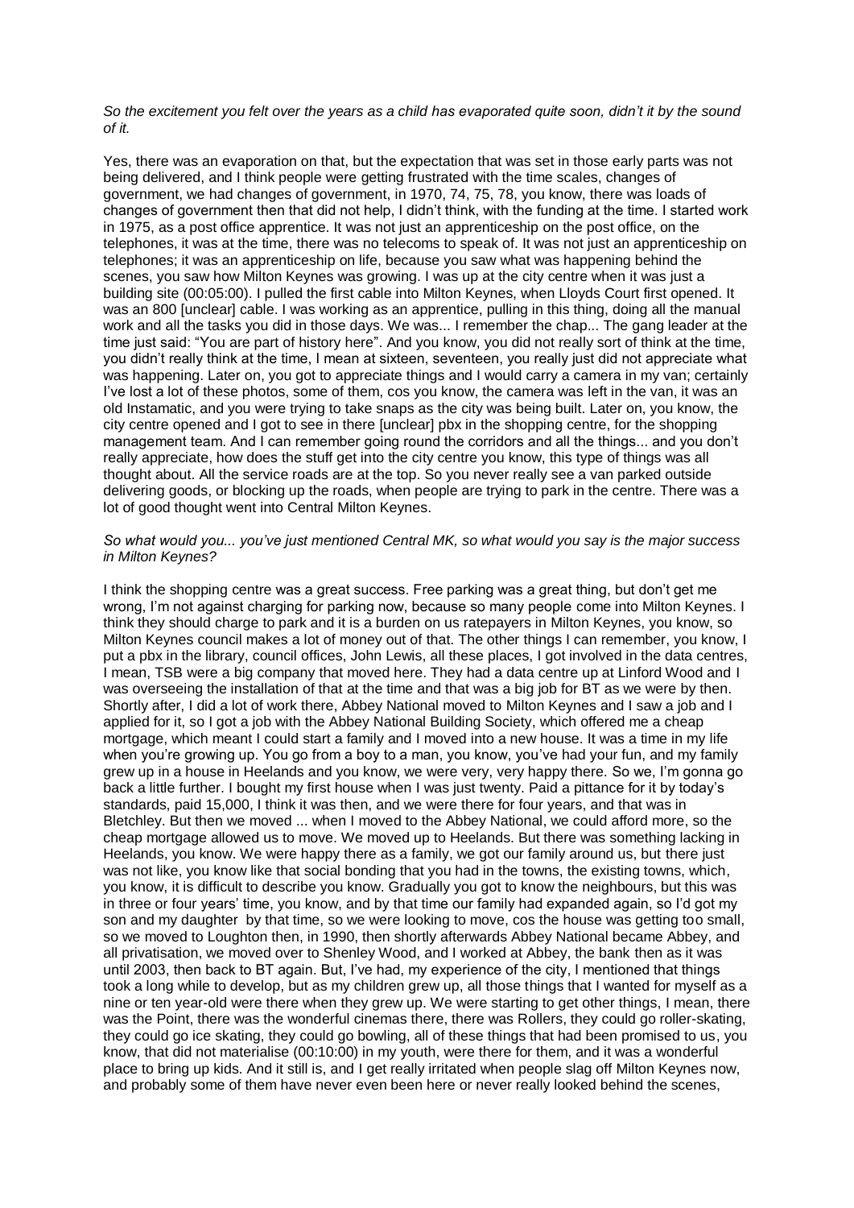*So the excitement you felt over the years as a child has evaporated quite soon, didn't it by the sound of it.*

Yes, there was an evaporation on that, but the expectation that was set in those early parts was not being delivered, and I think people were getting frustrated with the time scales, changes of government, we had changes of government, in 1970, 74, 75, 78, you know, there was loads of changes of government then that did not help, I didn't think, with the funding at the time. I started work in 1975, as a post office apprentice. It was not just an apprenticeship on the post office, on the telephones, it was at the time, there was no telecoms to speak of. It was not just an apprenticeship on telephones; it was an apprenticeship on life, because you saw what was happening behind the scenes, you saw how Milton Keynes was growing. I was up at the city centre when it was just a building site (00:05:00). I pulled the first cable into Milton Keynes, when Lloyds Court first opened. It was an 800 [unclear] cable. I was working as an apprentice, pulling in this thing, doing all the manual work and all the tasks you did in those days. We was... I remember the chap... The gang leader at the time just said: "You are part of history here". And you know, you did not really sort of think at the time, you didn't really think at the time, I mean at sixteen, seventeen, you really just did not appreciate what was happening. Later on, you got to appreciate things and I would carry a camera in my van; certainly I've lost a lot of these photos, some of them, cos you know, the camera was left in the van, it was an old Instamatic, and you were trying to take snaps as the city was being built. Later on, you know, the city centre opened and I got to see in there [unclear] pbx in the shopping centre, for the shopping management team. And I can remember going round the corridors and all the things... and you don't really appreciate, how does the stuff get into the city centre you know, this type of things was all thought about. All the service roads are at the top. So you never really see a van parked outside delivering goods, or blocking up the roads, when people are trying to park in the centre. There was a lot of good thought went into Central Milton Keynes.

*So what would you... you've just mentioned Central MK, so what would you say is the major success in Milton Keynes?*

I think the shopping centre was a great success. Free parking was a great thing, but don't get me wrong, I'm not against charging for parking now, because so many people come into Milton Keynes. I think they should charge to park and it is a burden on us ratepayers in Milton Keynes, you know, so Milton Keynes council makes a lot of money out of that. The other things I can remember, you know, I put a pbx in the library, council offices, John Lewis, all these places, I got involved in the data centres, I mean, TSB were a big company that moved here. They had a data centre up at Linford Wood and I was overseeing the installation of that at the time and that was a big job for BT as we were by then. Shortly after, I did a lot of work there, Abbey National moved to Milton Keynes and I saw a job and I applied for it, so I got a job with the Abbey National Building Society, which offered me a cheap mortgage, which meant I could start a family and I moved into a new house. It was a time in my life when you're growing up. You go from a boy to a man, you know, you've had your fun, and my family grew up in a house in Heelands and you know, we were very, very happy there. So we, I'm gonna go back a little further. I bought my first house when I was just twenty. Paid a pittance for it by today's standards, paid 15,000, I think it was then, and we were there for four years, and that was in Bletchley. But then we moved ... when I moved to the Abbey National, we could afford more, so the cheap mortgage allowed us to move. We moved up to Heelands. But there was something lacking in Heelands, you know. We were happy there as a family, we got our family around us, but there just was not like, you know like that social bonding that you had in the towns, the existing towns, which, you know, it is difficult to describe you know. Gradually you got to know the neighbours, but this was in three or four years' time, you know, and by that time our family had expanded again, so I'd got my son and my daughter by that time, so we were looking to move, cos the house was getting too small, so we moved to Loughton then, in 1990, then shortly afterwards Abbey National became Abbey, and all privatisation, we moved over to Shenley Wood, and I worked at Abbey, the bank then as it was until 2003, then back to BT again. But, I've had, my experience of the city, I mentioned that things took a long while to develop, but as my children grew up, all those things that I wanted for myself as a nine or ten year-old were there when they grew up. We were starting to get other things, I mean, there was the Point, there was the wonderful cinemas there, there was Rollers, they could go roller-skating, they could go ice skating, they could go bowling, all of these things that had been promised to us, you know, that did not materialise (00:10:00) in my youth, were there for them, and it was a wonderful place to bring up kids. And it still is, and I get really irritated when people slag off Milton Keynes now, and probably some of them have never even been here or never really looked behind the scenes,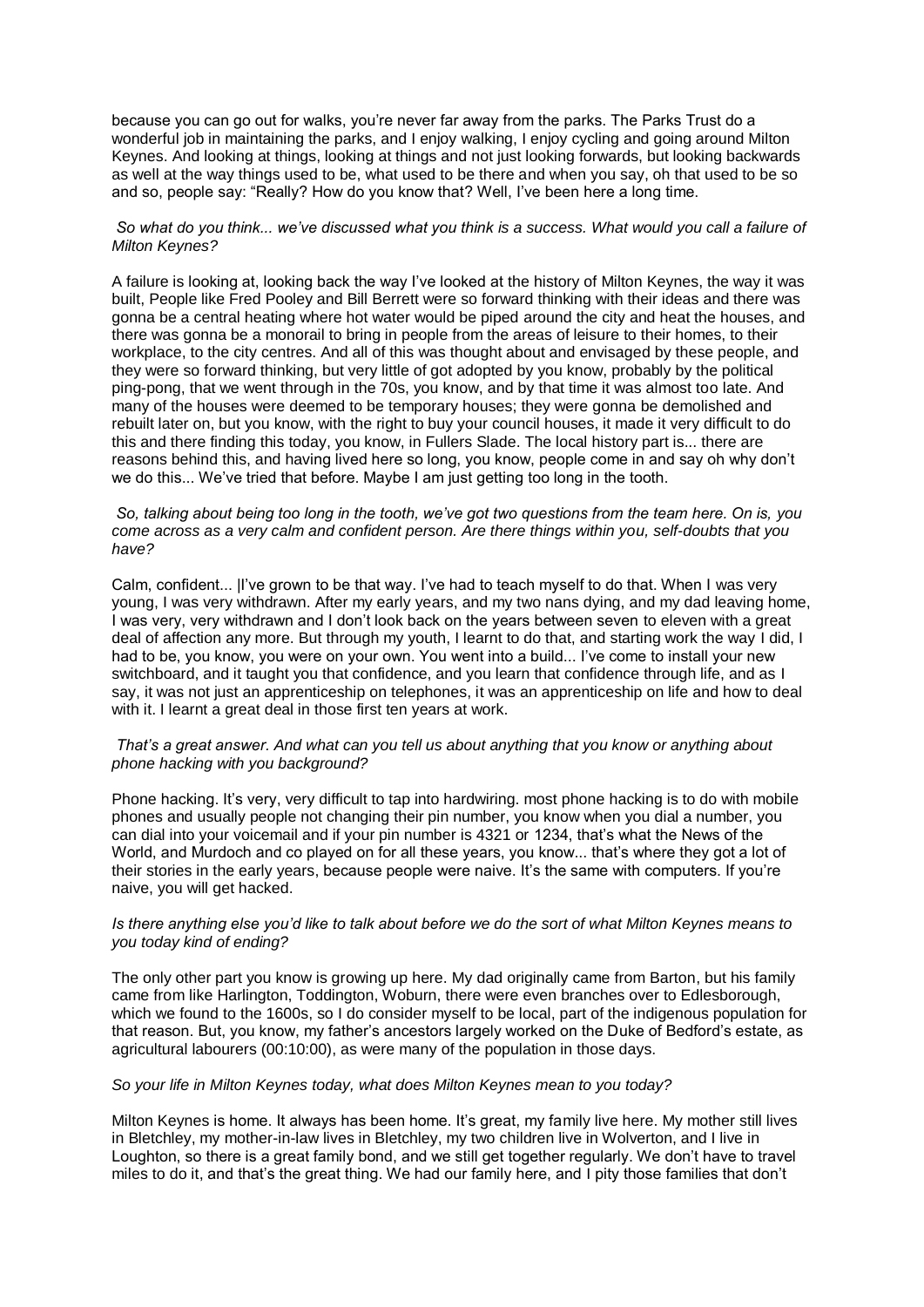because you can go out for walks, you're never far away from the parks. The Parks Trust do a wonderful job in maintaining the parks, and I enjoy walking, I enjoy cycling and going around Milton Keynes. And looking at things, looking at things and not just looking forwards, but looking backwards as well at the way things used to be, what used to be there and when you say, oh that used to be so and so, people say: "Really? How do you know that? Well, I've been here a long time.

*So what do you think... we've discussed what you think is a success. What would you call a failure of Milton Keynes?*

A failure is looking at, looking back the way I've looked at the history of Milton Keynes, the way it was built, People like Fred Pooley and Bill Berrett were so forward thinking with their ideas and there was gonna be a central heating where hot water would be piped around the city and heat the houses, and there was gonna be a monorail to bring in people from the areas of leisure to their homes, to their workplace, to the city centres. And all of this was thought about and envisaged by these people, and they were so forward thinking, but very little of got adopted by you know, probably by the political ping-pong, that we went through in the 70s, you know, and by that time it was almost too late. And many of the houses were deemed to be temporary houses; they were gonna be demolished and rebuilt later on, but you know, with the right to buy your council houses, it made it very difficult to do this and there finding this today, you know, in Fullers Slade. The local history part is... there are reasons behind this, and having lived here so long, you know, people come in and say oh why don't we do this... We've tried that before. Maybe I am just getting too long in the tooth.

*So, talking about being too long in the tooth, we've got two questions from the team here. On is, you come across as a very calm and confident person. Are there things within you, self-doubts that you have?*

Calm, confident... |I've grown to be that way. I've had to teach myself to do that. When I was very young, I was very withdrawn. After my early years, and my two nans dying, and my dad leaving home, I was very, very withdrawn and I don't look back on the years between seven to eleven with a great deal of affection any more. But through my youth, I learnt to do that, and starting work the way I did, I had to be, you know, you were on your own. You went into a build... I've come to install your new switchboard, and it taught you that confidence, and you learn that confidence through life, and as I say, it was not just an apprenticeship on telephones, it was an apprenticeship on life and how to deal with it. I learnt a great deal in those first ten years at work.

*That's a great answer. And what can you tell us about anything that you know or anything about phone hacking with you background?*

Phone hacking. It's very, very difficult to tap into hardwiring. most phone hacking is to do with mobile phones and usually people not changing their pin number, you know when you dial a number, you can dial into your voicemail and if your pin number is 4321 or 1234, that's what the News of the World, and Murdoch and co played on for all these years, you know... that's where they got a lot of their stories in the early years, because people were naive. It's the same with computers. If you're naive, you will get hacked.

*Is there anything else you'd like to talk about before we do the sort of what Milton Keynes means to you today kind of ending?*

The only other part you know is growing up here. My dad originally came from Barton, but his family came from like Harlington, Toddington, Woburn, there were even branches over to Edlesborough, which we found to the 1600s, so I do consider myself to be local, part of the indigenous population for that reason. But, you know, my father's ancestors largely worked on the Duke of Bedford's estate, as agricultural labourers (00:10:00), as were many of the population in those days.

*So your life in Milton Keynes today, what does Milton Keynes mean to you today?*

Milton Keynes is home. It always has been home. It's great, my family live here. My mother still lives in Bletchley, my mother-in-law lives in Bletchley, my two children live in Wolverton, and I live in Loughton, so there is a great family bond, and we still get together regularly. We don't have to travel miles to do it, and that's the great thing. We had our family here, and I pity those families that don't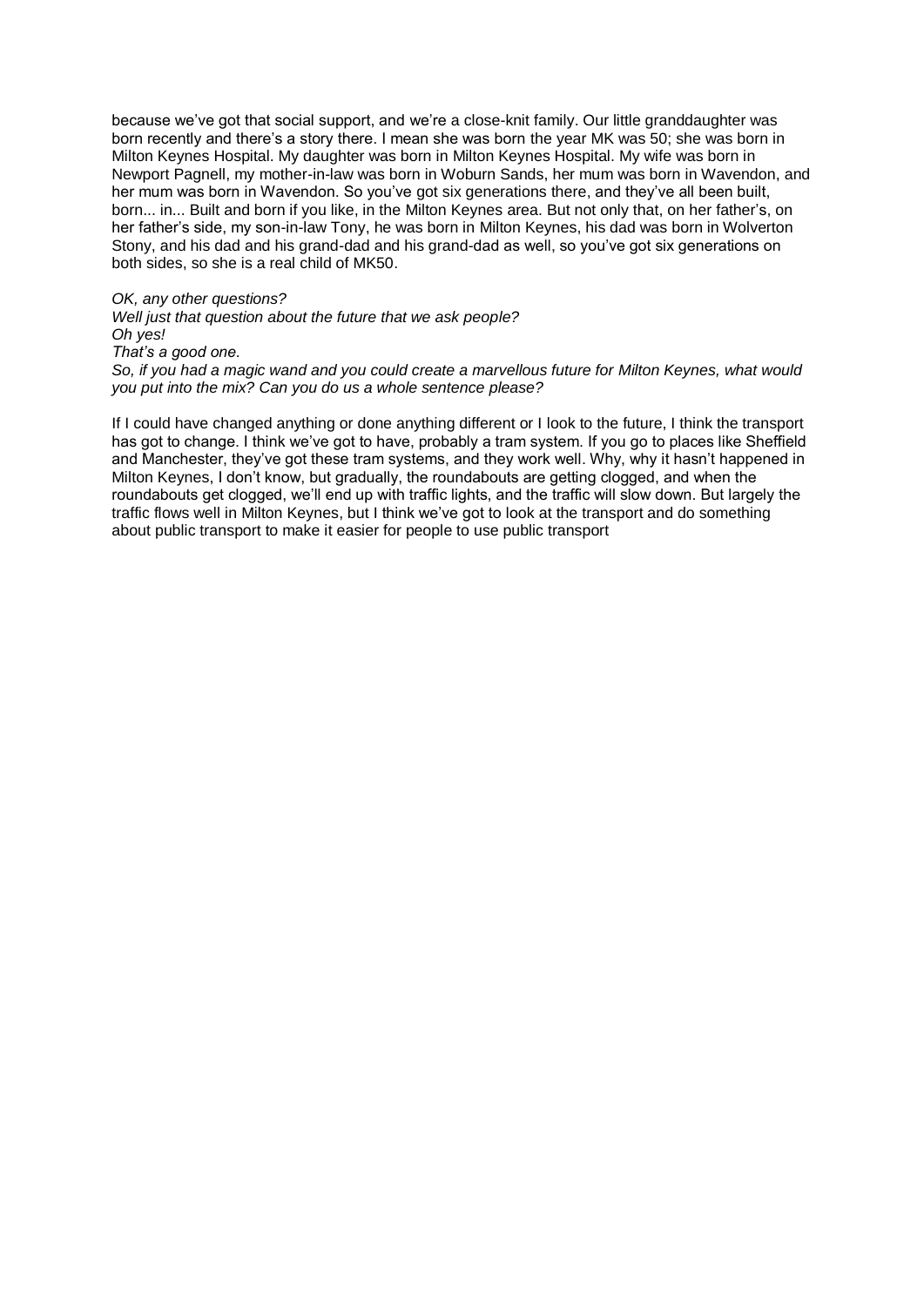because we've got that social support, and we're a close-knit family. Our little granddaughter was born recently and there's a story there. I mean she was born the year MK was 50; she was born in Milton Keynes Hospital. My daughter was born in Milton Keynes Hospital. My wife was born in Newport Pagnell, my mother-in-law was born in Woburn Sands, her mum was born in Wavendon, and her mum was born in Wavendon. So you've got six generations there, and they've all been built, born... in... Built and born if you like, in the Milton Keynes area. But not only that, on her father's, on her father's side, my son-in-law Tony, he was born in Milton Keynes, his dad was born in Wolverton Stony, and his dad and his grand-dad and his grand-dad as well, so you've got six generations on both sides, so she is a real child of MK50.

*OK, any other questions?*
*Well just that question about the future that we ask people?*
*Oh yes!*
*That's a good one.*
*So, if you had a magic wand and you could create a marvellous future for Milton Keynes, what would you put into the mix? Can you do us a whole sentence please?*

If I could have changed anything or done anything different or I look to the future, I think the transport has got to change. I think we've got to have, probably a tram system. If you go to places like Sheffield and Manchester, they've got these tram systems, and they work well. Why, why it hasn't happened in Milton Keynes, I don't know, but gradually, the roundabouts are getting clogged, and when the roundabouts get clogged, we'll end up with traffic lights, and the traffic will slow down. But largely the traffic flows well in Milton Keynes, but I think we've got to look at the transport and do something about public transport to make it easier for people to use public transport